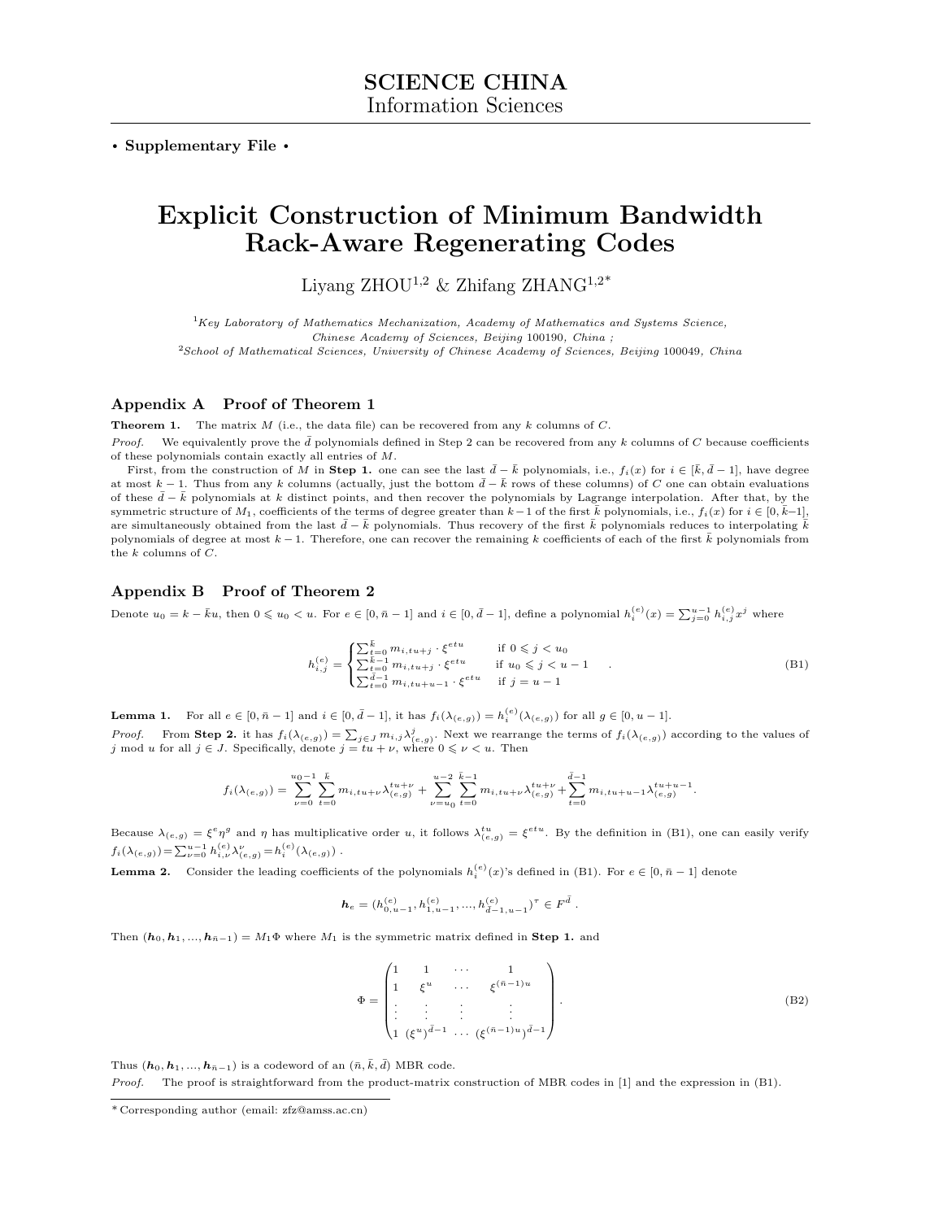# SCIENCE CHINA
Information Sciences

• **Supplementary File** •

# Explicit Construction of Minimum Bandwidth Rack-Aware Regenerating Codes

Liyang ZHOU[1,2] & Zhifang ZHANG[1,2*]

[1]*Key Laboratory of Mathematics Mechanization, Academy of Mathematics and Systems Science, Chinese Academy of Sciences, Beijing* 100190*, China ;*
[2]*School of Mathematical Sciences, University of Chinese Academy of Sciences, Beijing* 100049*, China*

## Appendix A  Proof of Theorem 1

**Theorem 1.** The matrix $M$ (i.e., the data file) can be recovered from any $k$ columns of $C$.

*Proof.* We equivalently prove the $\bar{d}$ polynomials defined in Step 2 can be recovered from any $k$ columns of $C$ because coefficients of these polynomials contain exactly all entries of $M$.

First, from the construction of $M$ in **Step 1.** one can see the last $\bar{d}-\bar{k}$ polynomials, i.e., $f_i(x)$ for $i \in [\bar{k}, \bar{d}-1]$, have degree at most $k-1$. Thus from any $k$ columns (actually, just the bottom $\bar{d}-\bar{k}$ rows of these columns) of $C$ one can obtain evaluations of these $\bar{d}-\bar{k}$ polynomials at $k$ distinct points, and then recover the polynomials by Lagrange interpolation. After that, by the symmetric structure of $M_1$, coefficients of the terms of degree greater than $k-1$ of the first $\bar{k}$ polynomials, i.e., $f_i(x)$ for $i \in [0, \bar{k}-1]$, are simultaneously obtained from the last $\bar{d}-\bar{k}$ polynomials. Thus recovery of the first $\bar{k}$ polynomials reduces to interpolating $\bar{k}$ polynomials of degree at most $k-1$. Therefore, one can recover the remaining $k$ coefficients of each of the first $\bar{k}$ polynomials from the $k$ columns of $C$.

## Appendix B  Proof of Theorem 2

Denote $u_0 = k - \bar{k}u$, then $0 \leqslant u_0 < u$. For $e \in [0, \bar{n}-1]$ and $i \in [0, \bar{d}-1]$, define a polynomial $h_i^{(e)}(x) = \sum_{j=0}^{u-1} h_{i,j}^{(e)} x^j$ where

$$h_{i,j}^{(e)} = \begin{cases} \sum_{t=0}^{\bar{k}} m_{i,tu+j} \cdot \xi^{etu} & \text{if } 0 \leqslant j < u_0 \\ \sum_{t=0}^{\bar{k}-1} m_{i,tu+j} \cdot \xi^{etu} & \text{if } u_0 \leqslant j < u-1 \\ \sum_{t=0}^{\bar{d}-1} m_{i,tu+u-1} \cdot \xi^{etu} & \text{if } j = u-1 \end{cases} . \tag{B1}$$

**Lemma 1.** For all $e \in [0, \bar{n}-1]$ and $i \in [0, \bar{d}-1]$, it has $f_i(\lambda_{(e,g)}) = h_i^{(e)}(\lambda_{(e,g)})$ for all $g \in [0, u-1]$.

*Proof.* From **Step 2.** it has $f_i(\lambda_{(e,g)}) = \sum_{j \in J} m_{i,j} \lambda_{(e,g)}^j$. Next we rearrange the terms of $f_i(\lambda_{(e,g)})$ according to the values of $j \bmod u$ for all $j \in J$. Specifically, denote $j = tu + \nu$, where $0 \leqslant \nu < u$. Then

$$f_i(\lambda_{(e,g)}) = \sum_{\nu=0}^{u_0-1} \sum_{t=0}^{\bar{k}} m_{i,tu+\nu} \lambda_{(e,g)}^{tu+\nu} + \sum_{\nu=u_0}^{u-2} \sum_{t=0}^{\bar{k}-1} m_{i,tu+\nu} \lambda_{(e,g)}^{tu+\nu} + \sum_{t=0}^{\bar{d}-1} m_{i,tu+u-1} \lambda_{(e,g)}^{tu+u-1}.$$

Because $\lambda_{(e,g)} = \xi^e \eta^g$ and $\eta$ has multiplicative order $u$, it follows $\lambda_{(e,g)}^{tu} = \xi^{etu}$. By the definition in (B1), one can easily verify $f_i(\lambda_{(e,g)}) = \sum_{\nu=0}^{u-1} h_{i,\nu}^{(e)} \lambda_{(e,g)}^{\nu} = h_i^{(e)}(\lambda_{(e,g)})$ .

**Lemma 2.** Consider the leading coefficients of the polynomials $h_i^{(e)}(x)$'s defined in (B1). For $e \in [0, \bar{n}-1]$ denote

$$\boldsymbol{h}_e = (h_{0,u-1}^{(e)}, h_{1,u-1}^{(e)}, ..., h_{\bar{d}-1,u-1}^{(e)})^{\tau} \in F^{\bar{d}} .$$

Then $(\boldsymbol{h}_0, \boldsymbol{h}_1, ..., \boldsymbol{h}_{\bar{n}-1}) = M_1 \Phi$ where $M_1$ is the symmetric matrix defined in **Step 1.** and

$$\Phi = \begin{pmatrix} 1 & 1 & \cdots & 1 \\ 1 & \xi^u & \cdots & \xi^{(\bar{n}-1)u} \\ \vdots & \vdots & \vdots & \vdots \\ 1 & (\xi^u)^{\bar{d}-1} & \cdots & (\xi^{(\bar{n}-1)u})^{\bar{d}-1} \end{pmatrix}. \tag{B2}$$

Thus $(\boldsymbol{h}_0, \boldsymbol{h}_1, ..., \boldsymbol{h}_{\bar{n}-1})$ is a codeword of an $(\bar{n}, \bar{k}, \bar{d})$ MBR code.

*Proof.* The proof is straightforward from the product-matrix construction of MBR codes in [1] and the expression in (B1).

---

\* Corresponding author (email: zfz@amss.ac.cn)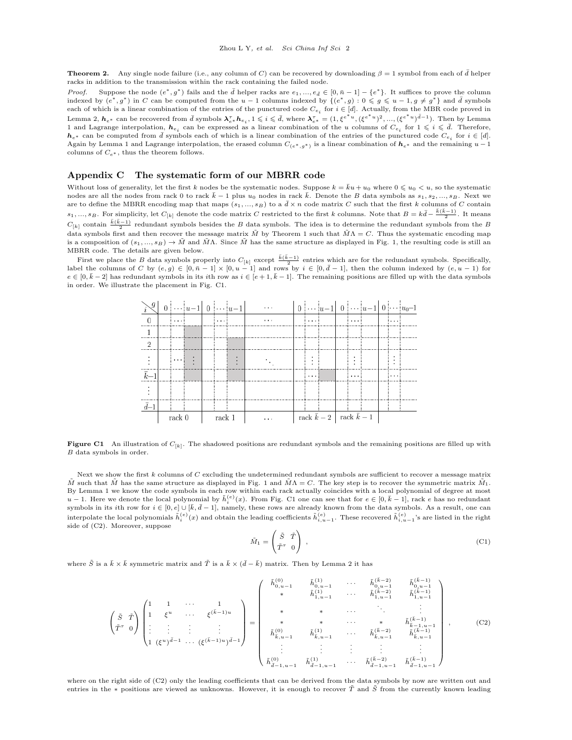**Theorem 2.** Any single node failure (i.e., any column of $C$) can be recovered by downloading $\beta = 1$ symbol from each of $\bar{d}$ helper racks in addition to the transmission within the rack containing the failed node.

*Proof.* Suppose the node $(e^*, g^*)$ fails and the $\bar{d}$ helper racks are $e_1, ..., e_{\bar{d}} \in [0, \bar{n}-1] - \{e^*\}$. It suffices to prove the column indexed by $(e^*, g^*)$ in $C$ can be computed from the $u-1$ columns indexed by $\{(e^*, g) : 0 \leqslant g \leqslant u-1, g \neq g^*\}$ and $\bar{d}$ symbols each of which is a linear combination of the entries of the punctured code $C_{e_i}$ for $i \in [d]$. Actually, from the MBR code proved in Lemma 2, $\boldsymbol{h}_{e^*}$ can be recovered from $\bar{d}$ symbols $\boldsymbol{\lambda}_{e^*}^{\tau} \boldsymbol{h}_{e_i}, 1 \leqslant i \leqslant \bar{d}$, where $\boldsymbol{\lambda}_{e^*}^{\tau} = (1, \xi^{e^* u}, (\xi^{e^* u})^2, ..., (\xi^{e^* u})^{\bar{d}-1})$. Then by Lemma 1 and Lagrange interpolation, $\boldsymbol{h}_{e_i}$ can be expressed as a linear combination of the $u$ columns of $C_{e_i}$ for $1 \leqslant i \leqslant \bar{d}$. Therefore, $\boldsymbol{h}_{e^*}$ can be computed from $\bar{d}$ symbols each of which is a linear combination of the entries of the punctured code $C_{e_i}$ for $i \in [d]$. Again by Lemma 1 and Lagrange interpolation, the erased column $C_{(e^*, g^*)}$ is a linear combination of $\boldsymbol{h}_{e^*}$ and the remaining $u-1$ columns of $C_{e^*}$, thus the theorem follows.

## Appendix C The systematic form of our MBRR code

Without loss of generality, let the first $k$ nodes be the systematic nodes. Suppose $k = \bar{k}u + u_0$ where $0 \leqslant u_0 < u$, so the systematic nodes are all the nodes from rack 0 to rack $\bar{k}-1$ plus $u_0$ nodes in rack $\bar{k}$. Denote the $B$ data symbols as $s_1, s_2, ..., s_B$. Next we are to define the MBRR encoding map that maps $(s_1, ..., s_B)$ to a $\bar{d} \times n$ code matrix $C$ such that the first $k$ columns of $C$ contain $s_1, ..., s_B$. For simplicity, let $C_{[k]}$ denote the code matrix $C$ restricted to the first $k$ columns. Note that $B = k\bar{d} - \frac{\bar{k}(\bar{k}-1)}{2}$. It means $C_{[k]}$ contain $\frac{\bar{k}(\bar{k}-1)}{2}$ redundant symbols besides the $B$ data symbols. The idea is to determine the redundant symbols from the $B$ data symbols first and then recover the message matrix $\tilde{M}$ by Theorem 1 such that $\tilde{M}\Lambda = C$. Thus the systematic encoding map is a composition of $(s_1, ..., s_B) \to \tilde{M}$ and $\tilde{M}\Lambda$. Since $\tilde{M}$ has the same structure as displayed in Fig. 1, the resulting code is still an MBRR code. The details are given below.

First we place the $B$ data symbols properly into $C_{[k]}$ except $\frac{\bar{k}(\bar{k}-1)}{2}$ entries which are for the redundant symbols. Specifically, label the columns of $C$ by $(e, g) \in [0, \bar{n}-1] \times [0, u-1]$ and rows by $i \in [0, \bar{d}-1]$, then the column indexed by $(e, u-1)$ for $e \in [0, \bar{k}-2]$ has redundant symbols in its $i$th row as $i \in [e+1, \bar{k}-1]$. The remaining positions are filled up with the data symbols in order. We illustrate the placement in Fig. C1.

**Figure C1** An illustration of $C_{[k]}$. The shadowed positions are redundant symbols and the remaining positions are filled up with $B$ data symbols in order.

Next we show the first $k$ columns of $C$ excluding the undetermined redundant symbols are sufficient to recover a message matrix $\tilde{M}$ such that $\tilde{M}$ has the same structure as displayed in Fig. 1 and $\tilde{M}\Lambda = C$. The key step is to recover the symmetric matrix $\tilde{M}_1$. By Lemma 1 we know the code symbols in each row within each rack actually coincides with a local polynomial of degree at most $u-1$. Here we denote the local polynomial by $\tilde{h}_i^{(e)}(x)$. From Fig. C1 one can see that for $e \in [0, \bar{k}-1]$, rack $e$ has no redundant symbols in its $i$th row for $i \in [0, e] \cup [\bar{k}, \bar{d}-1]$, namely, these rows are already known from the data symbols. As a result, one can interpolate the local polynomials $\tilde{h}_i^{(e)}(x)$ and obtain the leading coefficients $\tilde{h}_{i,u-1}^{(e)}$. These recovered $\tilde{h}_{i,u-1}^{(e)}$'s are listed in the right side of (C2). Moreover, suppose

$$\tilde{M}_1 = \begin{pmatrix} \tilde{S} & \tilde{T} \\ \tilde{T}^{\tau} & 0 \end{pmatrix}, \tag{C1}$$

where $\tilde{S}$ is a $\bar{k} \times \bar{k}$ symmetric matrix and $\tilde{T}$ is a $\bar{k} \times (\bar{d} - \bar{k})$ matrix. Then by Lemma 2 it has

$$\begin{pmatrix} \tilde{S} & \tilde{T} \\ \tilde{T}^{\tau} & 0 \end{pmatrix} \begin{pmatrix} 1 & 1 & \cdots & 1 \\ 1 & \xi^u & \cdots & \xi^{(\bar{k}-1)u} \\ \vdots & \vdots & \vdots & \vdots \\ 1 & (\xi^u)^{\bar{d}-1} & \cdots & (\xi^{(\bar{k}-1)u})^{\bar{d}-1} \end{pmatrix} = \begin{pmatrix} \tilde{h}_{0,u-1}^{(0)} & \tilde{h}_{0,u-1}^{(1)} & \cdots & \tilde{h}_{0,u-1}^{(\bar{k}-2)} & \tilde{h}_{0,u-1}^{(\bar{k}-1)} \\ * & \tilde{h}_{1,u-1}^{(1)} & \cdots & \tilde{h}_{1,u-1}^{(\bar{k}-2)} & \tilde{h}_{1,u-1}^{(\bar{k}-1)} \\ * & * & \cdots & \ddots & \vdots \\ * & * & \cdots & * & \tilde{h}_{\bar{k}-1,u-1}^{(\bar{k}-1)} \\ \tilde{h}_{\bar{k},u-1}^{(0)} & \tilde{h}_{\bar{k},u-1}^{(1)} & \cdots & \tilde{h}_{\bar{k},u-1}^{(\bar{k}-2)} & \tilde{h}_{\bar{k},u-1}^{(\bar{k}-1)} \\ \vdots & \vdots & \vdots & \vdots & \vdots \\ \tilde{h}_{\bar{d}-1,u-1}^{(0)} & \tilde{h}_{\bar{d}-1,u-1}^{(1)} & \cdots & \tilde{h}_{\bar{d}-1,u-1}^{(\bar{k}-2)} & \tilde{h}_{\bar{d}-1,u-1}^{(\bar{k}-1)} \end{pmatrix}, \tag{C2}$$

where on the right side of (C2) only the leading coefficients that can be derived from the data symbols by now are written out and entries in the $*$ positions are viewed as unknowns. However, it is enough to recover $\tilde{T}$ and $\tilde{S}$ from the currently known leading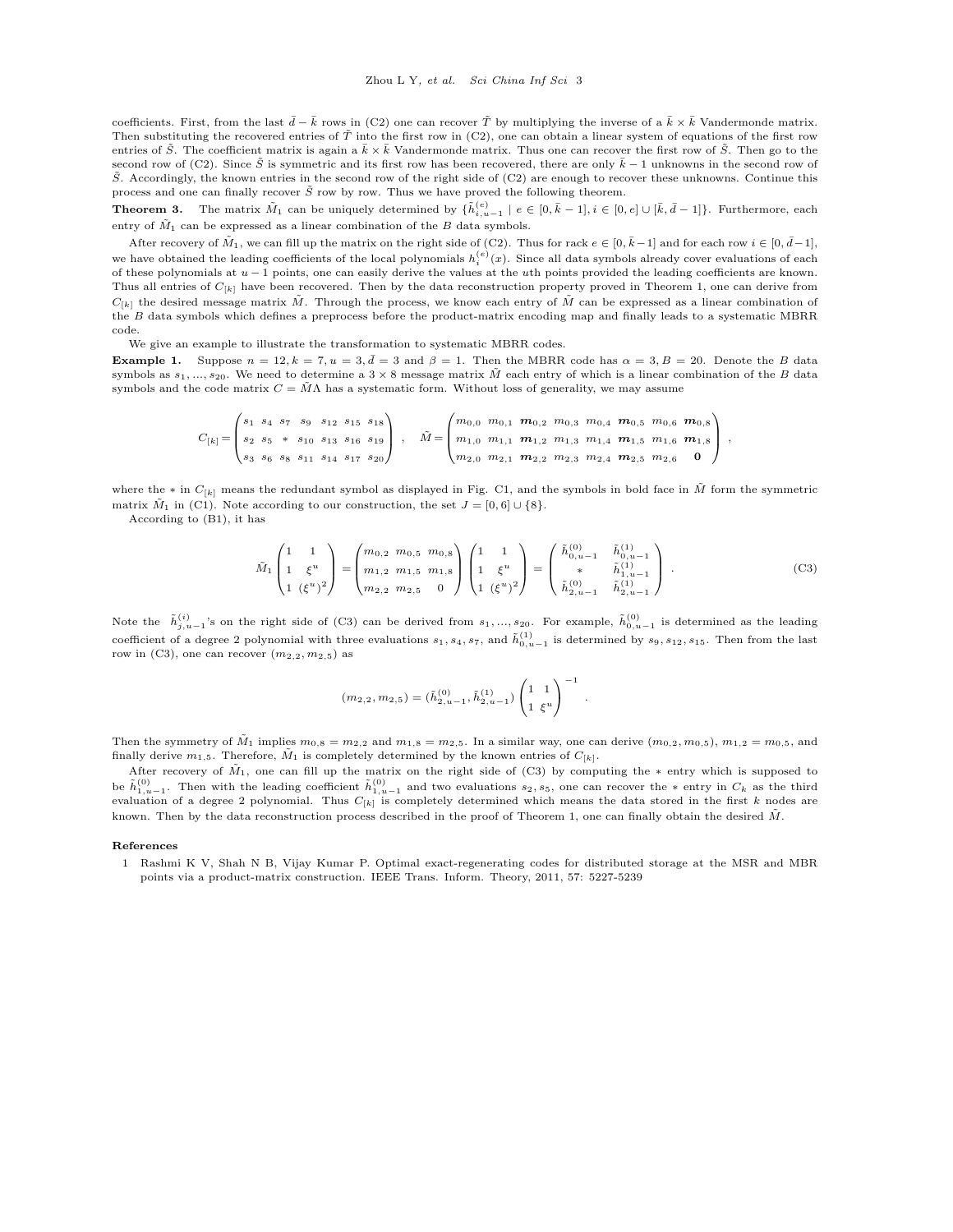coefficients. First, from the last $\bar{d}-\bar{k}$ rows in (C2) one can recover $\tilde{T}$ by multiplying the inverse of a $\bar{k}\times\bar{k}$ Vandermonde matrix. Then substituting the recovered entries of $\tilde{T}$ into the first row in (C2), one can obtain a linear system of equations of the first row entries of $\tilde{S}$. The coefficient matrix is again a $\bar{k}\times\bar{k}$ Vandermonde matrix. Thus one can recover the first row of $\tilde{S}$. Then go to the second row of (C2). Since $\tilde{S}$ is symmetric and its first row has been recovered, there are only $\bar{k}-1$ unknowns in the second row of $\tilde{S}$. Accordingly, the known entries in the second row of the right side of (C2) are enough to recover these unknowns. Continue this process and one can finally recover $\tilde{S}$ row by row. Thus we have proved the following theorem.

**Theorem 3.** The matrix $\tilde{M}_1$ can be uniquely determined by $\{\tilde{h}^{(e)}_{i,u-1} \mid e\in[0,\bar{k}-1], i\in[0,e]\cup[\bar{k},\bar{d}-1]\}$. Furthermore, each entry of $\tilde{M}_1$ can be expressed as a linear combination of the $B$ data symbols.

After recovery of $\tilde{M}_1$, we can fill up the matrix on the right side of (C2). Thus for rack $e\in[0,\bar{k}-1]$ and for each row $i\in[0,\bar{d}-1]$, we have obtained the leading coefficients of the local polynomials $h^{(e)}_i(x)$. Since all data symbols already cover evaluations of each of these polynomials at $u-1$ points, one can easily derive the values at the $u$th points provided the leading coefficients are known. Thus all entries of $C_{[k]}$ have been recovered. Then by the data reconstruction property proved in Theorem 1, one can derive from $C_{[k]}$ the desired message matrix $\tilde{M}$. Through the process, we know each entry of $\tilde{M}$ can be expressed as a linear combination of the $B$ data symbols which defines a preprocess before the product-matrix encoding map and finally leads to a systematic MBRR code.

We give an example to illustrate the transformation to systematic MBRR codes.

**Example 1.** Suppose $n=12, k=7, u=3, \bar{d}=3$ and $\beta=1$. Then the MBRR code has $\alpha=3, B=20$. Denote the $B$ data symbols as $s_1,\ldots,s_{20}$. We need to determine a $3\times 8$ message matrix $\tilde{M}$ each entry of which is a linear combination of the $B$ data symbols and the code matrix $C=\tilde{M}\Lambda$ has a systematic form. Without loss of generality, we may assume

$$C_{[k]}=\begin{pmatrix} s_1 & s_4 & s_7 & s_9 & s_{12} & s_{15} & s_{18}\\ s_2 & s_5 & * & s_{10} & s_{13} & s_{16} & s_{19}\\ s_3 & s_6 & s_8 & s_{11} & s_{14} & s_{17} & s_{20}\end{pmatrix},\quad \tilde{M}=\begin{pmatrix} m_{0,0} & m_{0,1} & \boldsymbol{m}_{0,2} & m_{0,3} & m_{0,4} & \boldsymbol{m}_{0,5} & m_{0,6} & \boldsymbol{m}_{0,8}\\ m_{1,0} & m_{1,1} & \boldsymbol{m}_{1,2} & m_{1,3} & m_{1,4} & \boldsymbol{m}_{1,5} & m_{1,6} & \boldsymbol{m}_{1,8}\\ m_{2,0} & m_{2,1} & \boldsymbol{m}_{2,2} & m_{2,3} & m_{2,4} & \boldsymbol{m}_{2,5} & m_{2,6} & \boldsymbol{0}\end{pmatrix},$$

where the $*$ in $C_{[k]}$ means the redundant symbol as displayed in Fig. C1, and the symbols in bold face in $\tilde{M}$ form the symmetric matrix $\tilde{M}_1$ in (C1). Note according to our construction, the set $J=[0,6]\cup\{8\}$.

According to (B1), it has

$$\tilde{M}_1\begin{pmatrix}1 & 1\\ 1 & \xi^u\\ 1 & (\xi^u)^2\end{pmatrix}=\begin{pmatrix} m_{0,2} & m_{0,5} & m_{0,8}\\ m_{1,2} & m_{1,5} & m_{1,8}\\ m_{2,2} & m_{2,5} & 0\end{pmatrix}\begin{pmatrix}1 & 1\\ 1 & \xi^u\\ 1 & (\xi^u)^2\end{pmatrix}=\begin{pmatrix}\tilde{h}^{(0)}_{0,u-1} & \tilde{h}^{(1)}_{0,u-1}\\ * & \tilde{h}^{(1)}_{1,u-1}\\ \tilde{h}^{(0)}_{2,u-1} & \tilde{h}^{(1)}_{2,u-1}\end{pmatrix}.\tag{C3}$$

Note the $\tilde{h}^{(i)}_{j,u-1}$'s on the right side of (C3) can be derived from $s_1,\ldots,s_{20}$. For example, $\tilde{h}^{(0)}_{0,u-1}$ is determined as the leading coefficient of a degree 2 polynomial with three evaluations $s_1,s_4,s_7$, and $\tilde{h}^{(1)}_{0,u-1}$ is determined by $s_9,s_{12},s_{15}$. Then from the last row in (C3), one can recover $(m_{2,2},m_{2,5})$ as

$$(m_{2,2},m_{2,5})=(\tilde{h}^{(0)}_{2,u-1},\tilde{h}^{(1)}_{2,u-1})\begin{pmatrix}1 & 1\\ 1 & \xi^u\end{pmatrix}^{-1}.$$

Then the symmetry of $\tilde{M}_1$ implies $m_{0,8}=m_{2,2}$ and $m_{1,8}=m_{2,5}$. In a similar way, one can derive $(m_{0,2},m_{0,5})$, $m_{1,2}=m_{0,5}$, and finally derive $m_{1,5}$. Therefore, $\tilde{M}_1$ is completely determined by the known entries of $C_{[k]}$.

After recovery of $\tilde{M}_1$, one can fill up the matrix on the right side of (C3) by computing the $*$ entry which is supposed to be $\tilde{h}^{(0)}_{1,u-1}$. Then with the leading coefficient $\tilde{h}^{(0)}_{1,u-1}$ and two evaluations $s_2,s_5$, one can recover the $*$ entry in $C_k$ as the third evaluation of a degree 2 polynomial. Thus $C_{[k]}$ is completely determined which means the data stored in the first $k$ nodes are known. Then by the data reconstruction process described in the proof of Theorem 1, one can finally obtain the desired $\tilde{M}$.

## References

1 Rashmi K V, Shah N B, Vijay Kumar P. Optimal exact-regenerating codes for distributed storage at the MSR and MBR points via a product-matrix construction. IEEE Trans. Inform. Theory, 2011, 57: 5227-5239